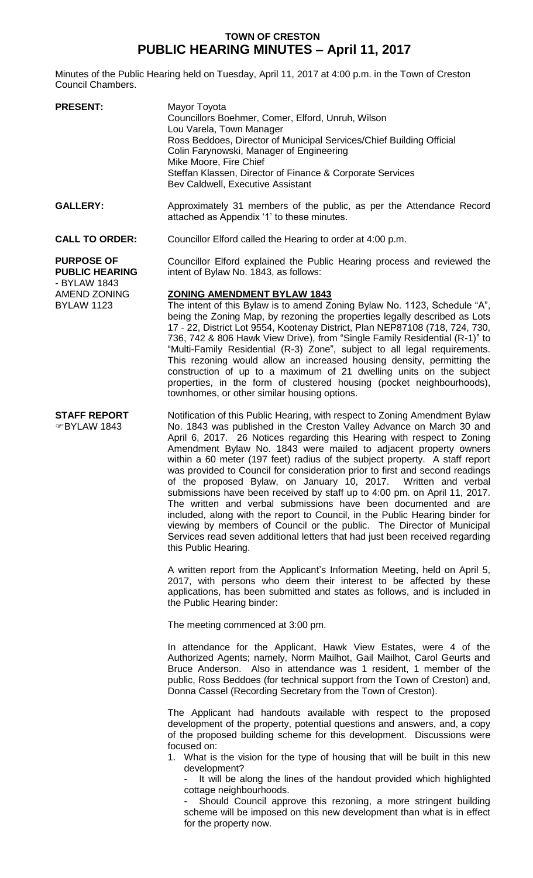# TOWN OF CRESTON
# PUBLIC HEARING MINUTES – April 11, 2017

Minutes of the Public Hearing held on Tuesday, April 11, 2017 at 4:00 p.m. in the Town of Creston Council Chambers.

**PRESENT:**

Mayor Toyota
Councillors Boehmer, Comer, Elford, Unruh, Wilson
Lou Varela, Town Manager
Ross Beddoes, Director of Municipal Services/Chief Building Official
Colin Farynowski, Manager of Engineering
Mike Moore, Fire Chief
Steffan Klassen, Director of Finance & Corporate Services
Bev Caldwell, Executive Assistant

**GALLERY:**

Approximately 31 members of the public, as per the Attendance Record attached as Appendix '1' to these minutes.

**CALL TO ORDER:**

Councillor Elford called the Hearing to order at 4:00 p.m.

**PURPOSE OF PUBLIC HEARING - BYLAW 1843 AMEND ZONING BYLAW 1123**

Councillor Elford explained the Public Hearing process and reviewed the intent of Bylaw No. 1843, as follows:

**ZONING AMENDMENT BYLAW 1843**

The intent of this Bylaw is to amend Zoning Bylaw No. 1123, Schedule "A", being the Zoning Map, by rezoning the properties legally described as Lots 17 - 22, District Lot 9554, Kootenay District, Plan NEP87108 (718, 724, 730, 736, 742 & 806 Hawk View Drive), from "Single Family Residential (R-1)" to "Multi-Family Residential (R-3) Zone", subject to all legal requirements. This rezoning would allow an increased housing density, permitting the construction of up to a maximum of 21 dwelling units on the subject properties, in the form of clustered housing (pocket neighbourhoods), townhomes, or other similar housing options.

**STAFF REPORT ☞BYLAW 1843**

Notification of this Public Hearing, with respect to Zoning Amendment Bylaw No. 1843 was published in the Creston Valley Advance on March 30 and April 6, 2017. 26 Notices regarding this Hearing with respect to Zoning Amendment Bylaw No. 1843 were mailed to adjacent property owners within a 60 meter (197 feet) radius of the subject property. A staff report was provided to Council for consideration prior to first and second readings of the proposed Bylaw, on January 10, 2017. Written and verbal submissions have been received by staff up to 4:00 pm. on April 11, 2017. The written and verbal submissions have been documented and are included, along with the report to Council, in the Public Hearing binder for viewing by members of Council or the public. The Director of Municipal Services read seven additional letters that had just been received regarding this Public Hearing.

A written report from the Applicant's Information Meeting, held on April 5, 2017, with persons who deem their interest to be affected by these applications, has been submitted and states as follows, and is included in the Public Hearing binder:

The meeting commenced at 3:00 pm.

In attendance for the Applicant, Hawk View Estates, were 4 of the Authorized Agents; namely, Norm Mailhot, Gail Mailhot, Carol Geurts and Bruce Anderson. Also in attendance was 1 resident, 1 member of the public, Ross Beddoes (for technical support from the Town of Creston) and, Donna Cassel (Recording Secretary from the Town of Creston).

The Applicant had handouts available with respect to the proposed development of the property, potential questions and answers, and, a copy of the proposed building scheme for this development. Discussions were focused on:

1. What is the vision for the type of housing that will be built in this new development?
   - It will be along the lines of the handout provided which highlighted cottage neighbourhoods.
   - Should Council approve this rezoning, a more stringent building scheme will be imposed on this new development than what is in effect for the property now.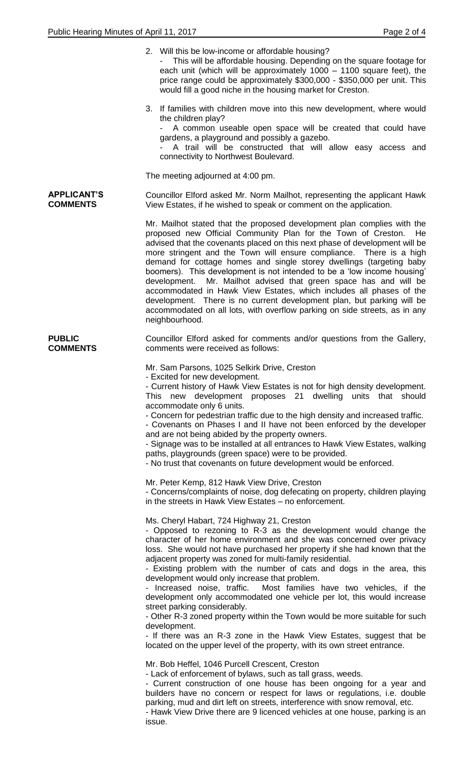2. Will this be low-income or affordable housing?
   - This will be affordable housing. Depending on the square footage for each unit (which will be approximately 1000 – 1100 square feet), the price range could be approximately $300,000 - $350,000 per unit. This would fill a good niche in the housing market for Creston.

3. If families with children move into this new development, where would the children play?
   - A common useable open space will be created that could have gardens, a playground and possibly a gazebo.
   - A trail will be constructed that will allow easy access and connectivity to Northwest Boulevard.

The meeting adjourned at 4:00 pm.

**APPLICANT'S COMMENTS**

Councillor Elford asked Mr. Norm Mailhot, representing the applicant Hawk View Estates, if he wished to speak or comment on the application.

Mr. Mailhot stated that the proposed development plan complies with the proposed new Official Community Plan for the Town of Creston. He advised that the covenants placed on this next phase of development will be more stringent and the Town will ensure compliance. There is a high demand for cottage homes and single storey dwellings (targeting baby boomers). This development is not intended to be a 'low income housing' development. Mr. Mailhot advised that green space has and will be accommodated in Hawk View Estates, which includes all phases of the development. There is no current development plan, but parking will be accommodated on all lots, with overflow parking on side streets, as in any neighbourhood.

**PUBLIC COMMENTS**

Councillor Elford asked for comments and/or questions from the Gallery, comments were received as follows:

Mr. Sam Parsons, 1025 Selkirk Drive, Creston
- Excited for new development.
- Current history of Hawk View Estates is not for high density development. This new development proposes 21 dwelling units that should accommodate only 6 units.
- Concern for pedestrian traffic due to the high density and increased traffic.
- Covenants on Phases I and II have not been enforced by the developer and are not being abided by the property owners.
- Signage was to be installed at all entrances to Hawk View Estates, walking paths, playgrounds (green space) were to be provided.
- No trust that covenants on future development would be enforced.

Mr. Peter Kemp, 812 Hawk View Drive, Creston
- Concerns/complaints of noise, dog defecating on property, children playing in the streets in Hawk View Estates – no enforcement.

Ms. Cheryl Habart, 724 Highway 21, Creston
- Opposed to rezoning to R-3 as the development would change the character of her home environment and she was concerned over privacy loss. She would not have purchased her property if she had known that the adjacent property was zoned for multi-family residential.
- Existing problem with the number of cats and dogs in the area, this development would only increase that problem.
- Increased noise, traffic. Most families have two vehicles, if the development only accommodated one vehicle per lot, this would increase street parking considerably.
- Other R-3 zoned property within the Town would be more suitable for such development.
- If there was an R-3 zone in the Hawk View Estates, suggest that be located on the upper level of the property, with its own street entrance.

Mr. Bob Heffel, 1046 Purcell Crescent, Creston
- Lack of enforcement of bylaws, such as tall grass, weeds.
- Current construction of one house has been ongoing for a year and builders have no concern or respect for laws or regulations, i.e. double parking, mud and dirt left on streets, interference with snow removal, etc.
- Hawk View Drive there are 9 licenced vehicles at one house, parking is an issue.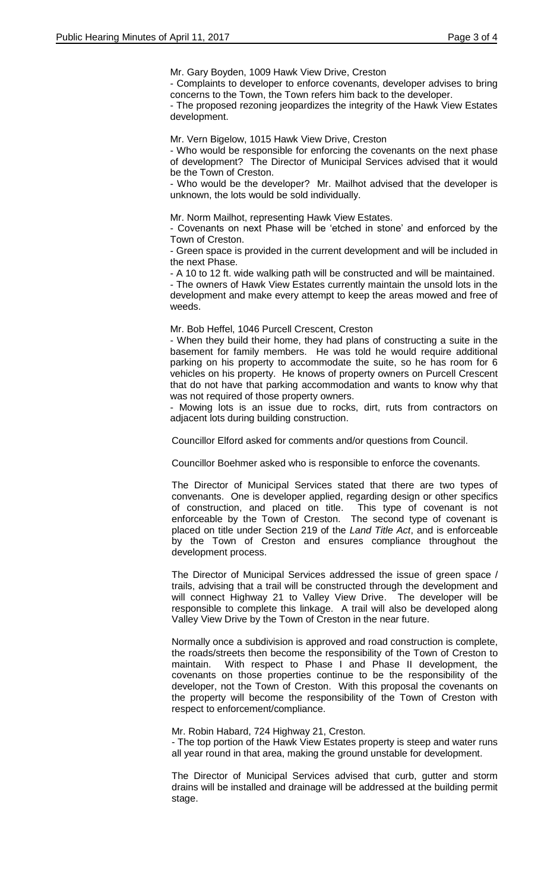Mr. Gary Boyden, 1009 Hawk View Drive, Creston

- Complaints to developer to enforce covenants, developer advises to bring concerns to the Town, the Town refers him back to the developer.
- The proposed rezoning jeopardizes the integrity of the Hawk View Estates development.

Mr. Vern Bigelow, 1015 Hawk View Drive, Creston

- Who would be responsible for enforcing the covenants on the next phase of development? The Director of Municipal Services advised that it would be the Town of Creston.
- Who would be the developer? Mr. Mailhot advised that the developer is unknown, the lots would be sold individually.

Mr. Norm Mailhot, representing Hawk View Estates.

- Covenants on next Phase will be 'etched in stone' and enforced by the Town of Creston.
- Green space is provided in the current development and will be included in the next Phase.
- A 10 to 12 ft. wide walking path will be constructed and will be maintained.
- The owners of Hawk View Estates currently maintain the unsold lots in the development and make every attempt to keep the areas mowed and free of weeds.

Mr. Bob Heffel, 1046 Purcell Crescent, Creston

- When they build their home, they had plans of constructing a suite in the basement for family members. He was told he would require additional parking on his property to accommodate the suite, so he has room for 6 vehicles on his property. He knows of property owners on Purcell Crescent that do not have that parking accommodation and wants to know why that was not required of those property owners.
- Mowing lots is an issue due to rocks, dirt, ruts from contractors on adjacent lots during building construction.

Councillor Elford asked for comments and/or questions from Council.

Councillor Boehmer asked who is responsible to enforce the covenants.

The Director of Municipal Services stated that there are two types of convenants. One is developer applied, regarding design or other specifics of construction, and placed on title. This type of covenant is not enforceable by the Town of Creston. The second type of covenant is placed on title under Section 219 of the *Land Title Act*, and is enforceable by the Town of Creston and ensures compliance throughout the development process.

The Director of Municipal Services addressed the issue of green space / trails, advising that a trail will be constructed through the development and will connect Highway 21 to Valley View Drive. The developer will be responsible to complete this linkage. A trail will also be developed along Valley View Drive by the Town of Creston in the near future.

Normally once a subdivision is approved and road construction is complete, the roads/streets then become the responsibility of the Town of Creston to maintain. With respect to Phase I and Phase II development, the covenants on those properties continue to be the responsibility of the developer, not the Town of Creston. With this proposal the covenants on the property will become the responsibility of the Town of Creston with respect to enforcement/compliance.

Mr. Robin Habard, 724 Highway 21, Creston.

- The top portion of the Hawk View Estates property is steep and water runs all year round in that area, making the ground unstable for development.

The Director of Municipal Services advised that curb, gutter and storm drains will be installed and drainage will be addressed at the building permit stage.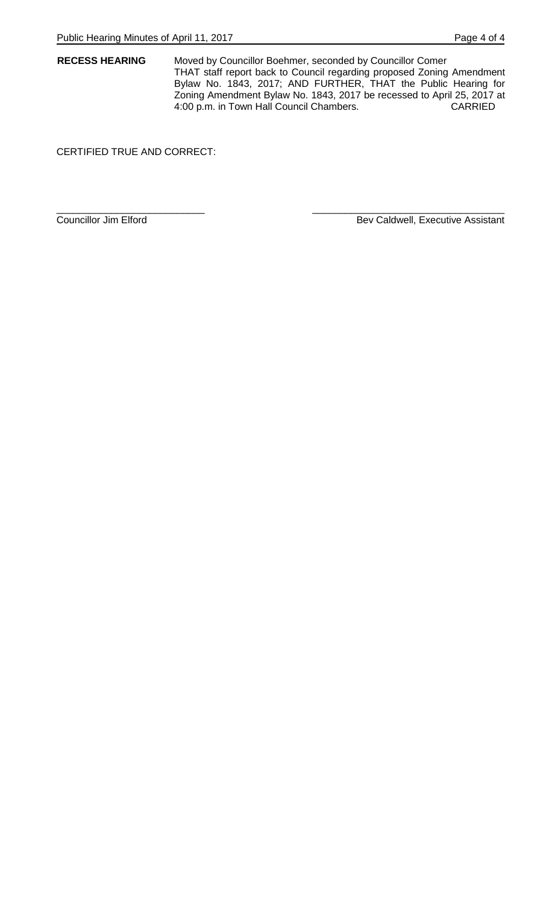**RECESS HEARING**

Moved by Councillor Boehmer, seconded by Councillor Comer

THAT staff report back to Council regarding proposed Zoning Amendment Bylaw No. 1843, 2017; AND FURTHER, THAT the Public Hearing for Zoning Amendment Bylaw No. 1843, 2017 be recessed to April 25, 2017 at 4:00 p.m. in Town Hall Council Chambers. CARRIED

CERTIFIED TRUE AND CORRECT:

___________________________
Councillor Jim Elford

___________________________
Bev Caldwell, Executive Assistant